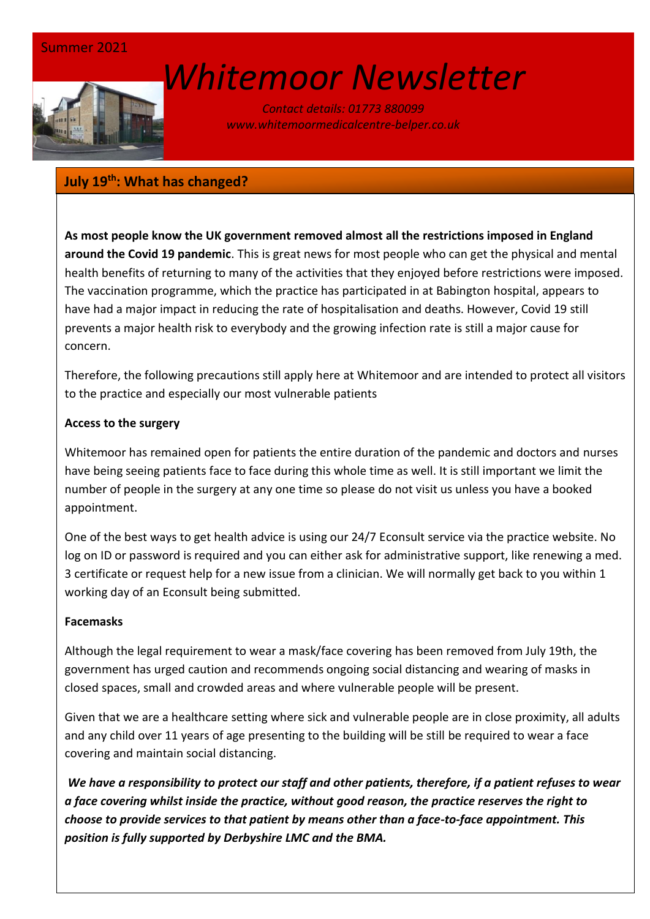Summer 2021

# *Whitemoor Newsletter*

*Contact details: 01773 880099*
*www.whitemoormedicalcentre-belper.co.uk*

## July 19th: What has changed?

**As most people know the UK government removed almost all the restrictions imposed in England around the Covid 19 pandemic**. This is great news for most people who can get the physical and mental health benefits of returning to many of the activities that they enjoyed before restrictions were imposed. The vaccination programme, which the practice has participated in at Babington hospital, appears to have had a major impact in reducing the rate of hospitalisation and deaths. However, Covid 19 still prevents a major health risk to everybody and the growing infection rate is still a major cause for concern.

Therefore, the following precautions still apply here at Whitemoor and are intended to protect all visitors to the practice and especially our most vulnerable patients

**Access to the surgery**

Whitemoor has remained open for patients the entire duration of the pandemic and doctors and nurses have being seeing patients face to face during this whole time as well. It is still important we limit the number of people in the surgery at any one time so please do not visit us unless you have a booked appointment.

One of the best ways to get health advice is using our 24/7 Econsult service via the practice website. No log on ID or password is required and you can either ask for administrative support, like renewing a med. 3 certificate or request help for a new issue from a clinician. We will normally get back to you within 1 working day of an Econsult being submitted.

**Facemasks**

Although the legal requirement to wear a mask/face covering has been removed from July 19th, the government has urged caution and recommends ongoing social distancing and wearing of masks in closed spaces, small and crowded areas and where vulnerable people will be present.

Given that we are a healthcare setting where sick and vulnerable people are in close proximity, all adults and any child over 11 years of age presenting to the building will be still be required to wear a face covering and maintain social distancing.

***We have a responsibility to protect our staff and other patients, therefore, if a patient refuses to wear a face covering whilst inside the practice, without good reason, the practice reserves the right to choose to provide services to that patient by means other than a face-to-face appointment. This position is fully supported by Derbyshire LMC and the BMA.***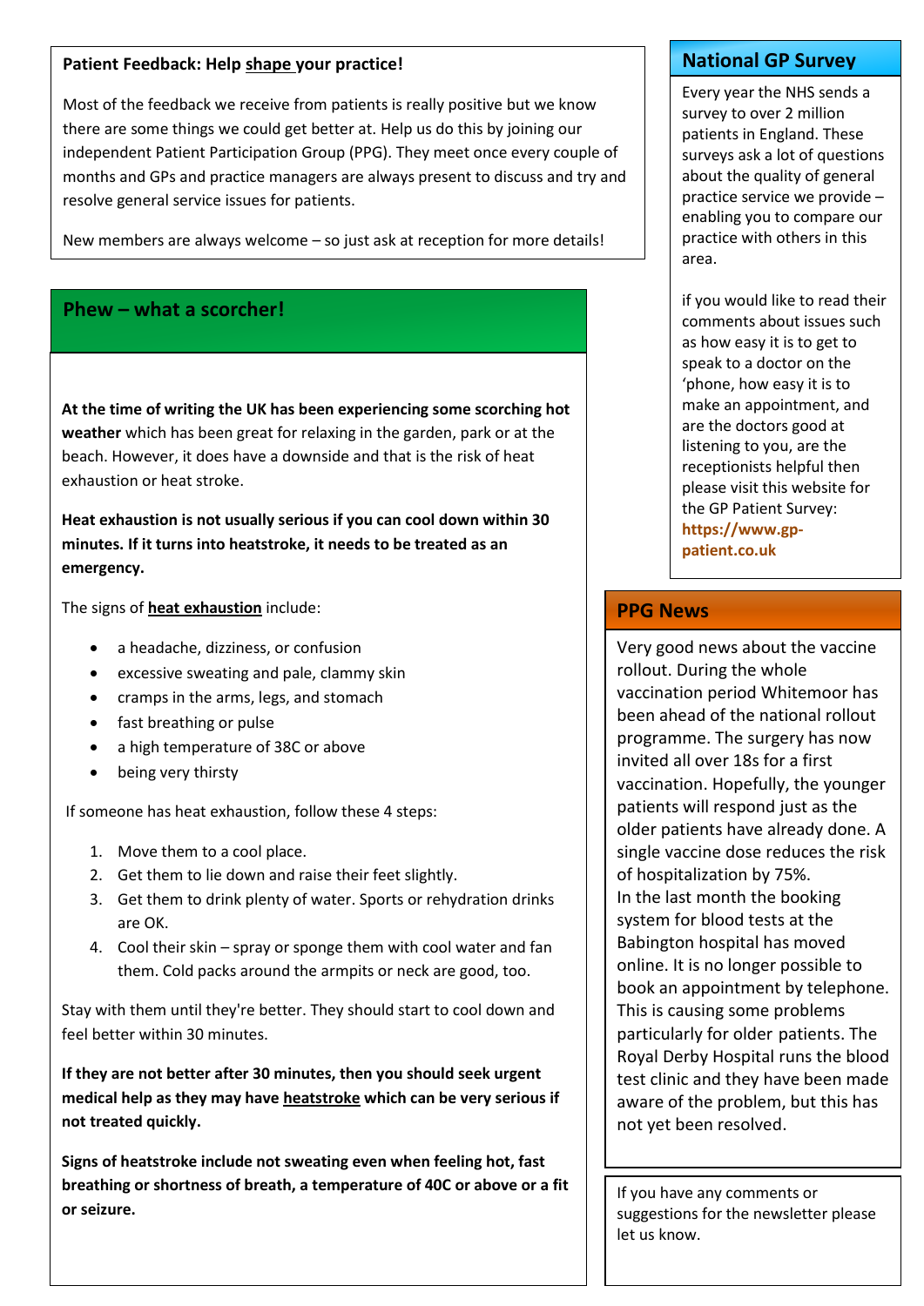**Patient Feedback: Help shape your practice!**

Most of the feedback we receive from patients is really positive but we know there are some things we could get better at. Help us do this by joining our independent Patient Participation Group (PPG). They meet once every couple of months and GPs and practice managers are always present to discuss and try and resolve general service issues for patients.

New members are always welcome – so just ask at reception for more details!

## Phew – what a scorcher!

**At the time of writing the UK has been experiencing some scorching hot weather** which has been great for relaxing in the garden, park or at the beach. However, it does have a downside and that is the risk of heat exhaustion or heat stroke.

**Heat exhaustion is not usually serious if you can cool down within 30 minutes. If it turns into heatstroke, it needs to be treated as an emergency.**

The signs of **heat exhaustion** include:

- a headache, dizziness, or confusion
- excessive sweating and pale, clammy skin
- cramps in the arms, legs, and stomach
- fast breathing or pulse
- a high temperature of 38C or above
- being very thirsty

If someone has heat exhaustion, follow these 4 steps:

1. Move them to a cool place.
2. Get them to lie down and raise their feet slightly.
3. Get them to drink plenty of water. Sports or rehydration drinks are OK.
4. Cool their skin – spray or sponge them with cool water and fan them. Cold packs around the armpits or neck are good, too.

Stay with them until they're better. They should start to cool down and feel better within 30 minutes.

**If they are not better after 30 minutes, then you should seek urgent medical help as they may have heatstroke which can be very serious if not treated quickly.**

**Signs of heatstroke include not sweating even when feeling hot, fast breathing or shortness of breath, a temperature of 40C or above or a fit or seizure.**

## National GP Survey

Every year the NHS sends a survey to over 2 million patients in England. These surveys ask a lot of questions about the quality of general practice service we provide – enabling you to compare our practice with others in this area.

if you would like to read their comments about issues such as how easy it is to get to speak to a doctor on the 'phone, how easy it is to make an appointment, and are the doctors good at listening to you, are the receptionists helpful then please visit this website for the GP Patient Survey: **https://www.gp-patient.co.uk**

## PPG News

Very good news about the vaccine rollout. During the whole vaccination period Whitemoor has been ahead of the national rollout programme. The surgery has now invited all over 18s for a first vaccination. Hopefully, the younger patients will respond just as the older patients have already done. A single vaccine dose reduces the risk of hospitalization by 75%.
In the last month the booking system for blood tests at the Babington hospital has moved online. It is no longer possible to book an appointment by telephone. This is causing some problems particularly for older patients. The Royal Derby Hospital runs the blood test clinic and they have been made aware of the problem, but this has not yet been resolved.

If you have any comments or suggestions for the newsletter please let us know.